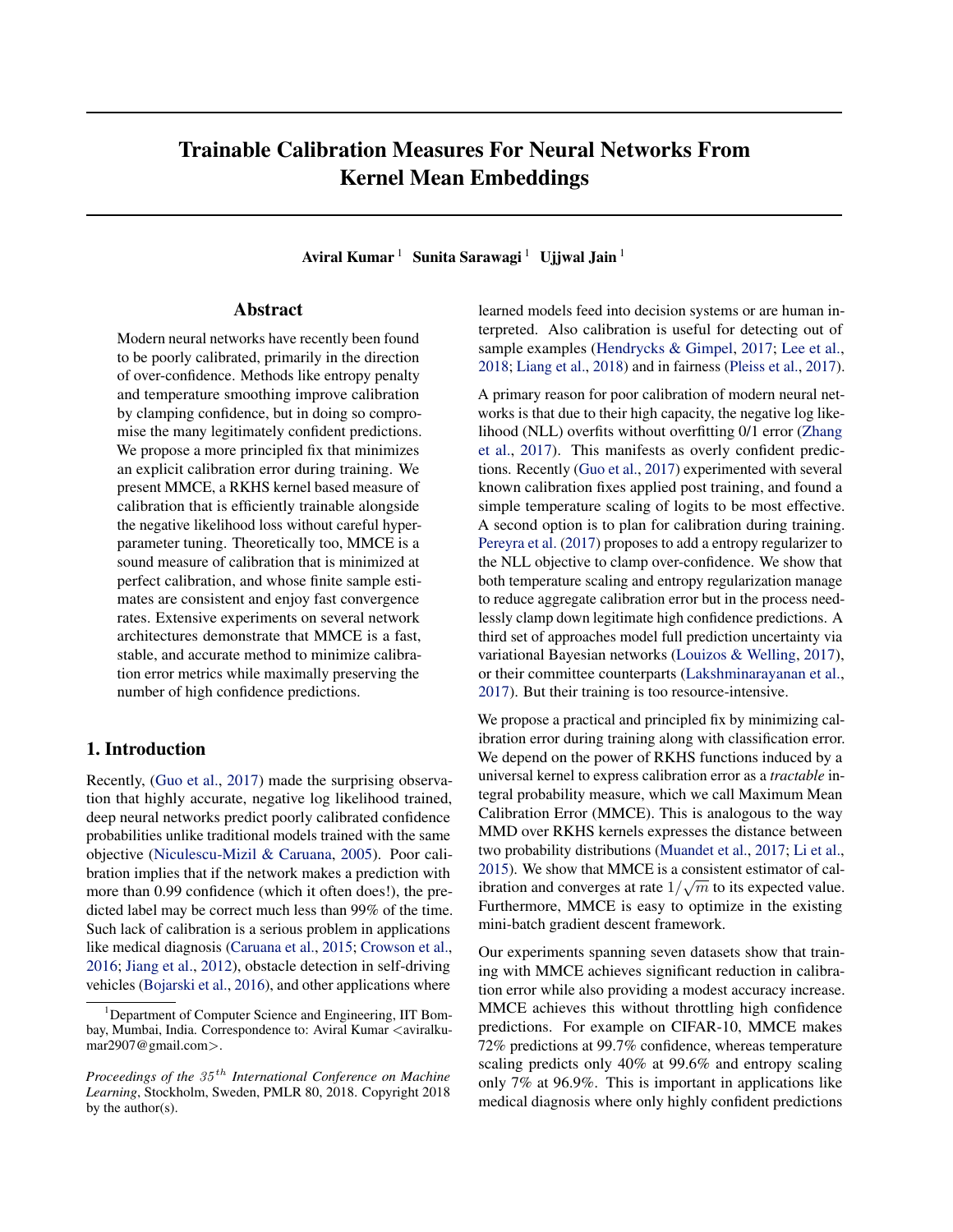# Trainable Calibration Measures For Neural Networks From Kernel Mean Embeddings

**Aviral Kumar** [1] **Sunita Sarawagi** [1] **Ujjwal Jain** [1]

## Abstract

Modern neural networks have recently been found to be poorly calibrated, primarily in the direction of over-confidence. Methods like entropy penalty and temperature smoothing improve calibration by clamping confidence, but in doing so compromise the many legitimately confident predictions. We propose a more principled fix that minimizes an explicit calibration error during training. We present MMCE, a RKHS kernel based measure of calibration that is efficiently trainable alongside the negative likelihood loss without careful hyper-parameter tuning. Theoretically too, MMCE is a sound measure of calibration that is minimized at perfect calibration, and whose finite sample estimates are consistent and enjoy fast convergence rates. Extensive experiments on several network architectures demonstrate that MMCE is a fast, stable, and accurate method to minimize calibration error metrics while maximally preserving the number of high confidence predictions.

## 1. Introduction

Recently, (Guo et al., 2017) made the surprising observation that highly accurate, negative log likelihood trained, deep neural networks predict poorly calibrated confidence probabilities unlike traditional models trained with the same objective (Niculescu-Mizil & Caruana, 2005). Poor calibration implies that if the network makes a prediction with more than 0.99 confidence (which it often does!), the predicted label may be correct much less than 99% of the time. Such lack of calibration is a serious problem in applications like medical diagnosis (Caruana et al., 2015; Crowson et al., 2016; Jiang et al., 2012), obstacle detection in self-driving vehicles (Bojarski et al., 2016), and other applications where learned models feed into decision systems or are human interpreted. Also calibration is useful for detecting out of sample examples (Hendrycks & Gimpel, 2017; Lee et al., 2018; Liang et al., 2018) and in fairness (Pleiss et al., 2017).

A primary reason for poor calibration of modern neural networks is that due to their high capacity, the negative log likelihood (NLL) overfits without overfitting 0/1 error (Zhang et al., 2017). This manifests as overly confident predictions. Recently (Guo et al., 2017) experimented with several known calibration fixes applied post training, and found a simple temperature scaling of logits to be most effective. A second option is to plan for calibration during training. Pereyra et al. (2017) proposes to add a entropy regularizer to the NLL objective to clamp over-confidence. We show that both temperature scaling and entropy regularization manage to reduce aggregate calibration error but in the process needlessly clamp down legitimate high confidence predictions. A third set of approaches model full prediction uncertainty via variational Bayesian networks (Louizos & Welling, 2017), or their committee counterparts (Lakshminarayanan et al., 2017). But their training is too resource-intensive.

We propose a practical and principled fix by minimizing calibration error during training along with classification error. We depend on the power of RKHS functions induced by a universal kernel to express calibration error as a *tractable* integral probability measure, which we call Maximum Mean Calibration Error (MMCE). This is analogous to the way MMD over RKHS kernels expresses the distance between two probability distributions (Muandet et al., 2017; Li et al., 2015). We show that MMCE is a consistent estimator of calibration and converges at rate $1/\sqrt{m}$ to its expected value. Furthermore, MMCE is easy to optimize in the existing mini-batch gradient descent framework.

Our experiments spanning seven datasets show that training with MMCE achieves significant reduction in calibration error while also providing a modest accuracy increase. MMCE achieves this without throttling high confidence predictions. For example on CIFAR-10, MMCE makes 72% predictions at 99.7% confidence, whereas temperature scaling predicts only 40% at 99.6% and entropy scaling only 7% at 96.9%. This is important in applications like medical diagnosis where only highly confident predictions

[1]Department of Computer Science and Engineering, IIT Bombay, Mumbai, India. Correspondence to: Aviral Kumar <aviralkumar2907@gmail.com>.

*Proceedings of the $35^{th}$ International Conference on Machine Learning*, Stockholm, Sweden, PMLR 80, 2018. Copyright 2018 by the author(s).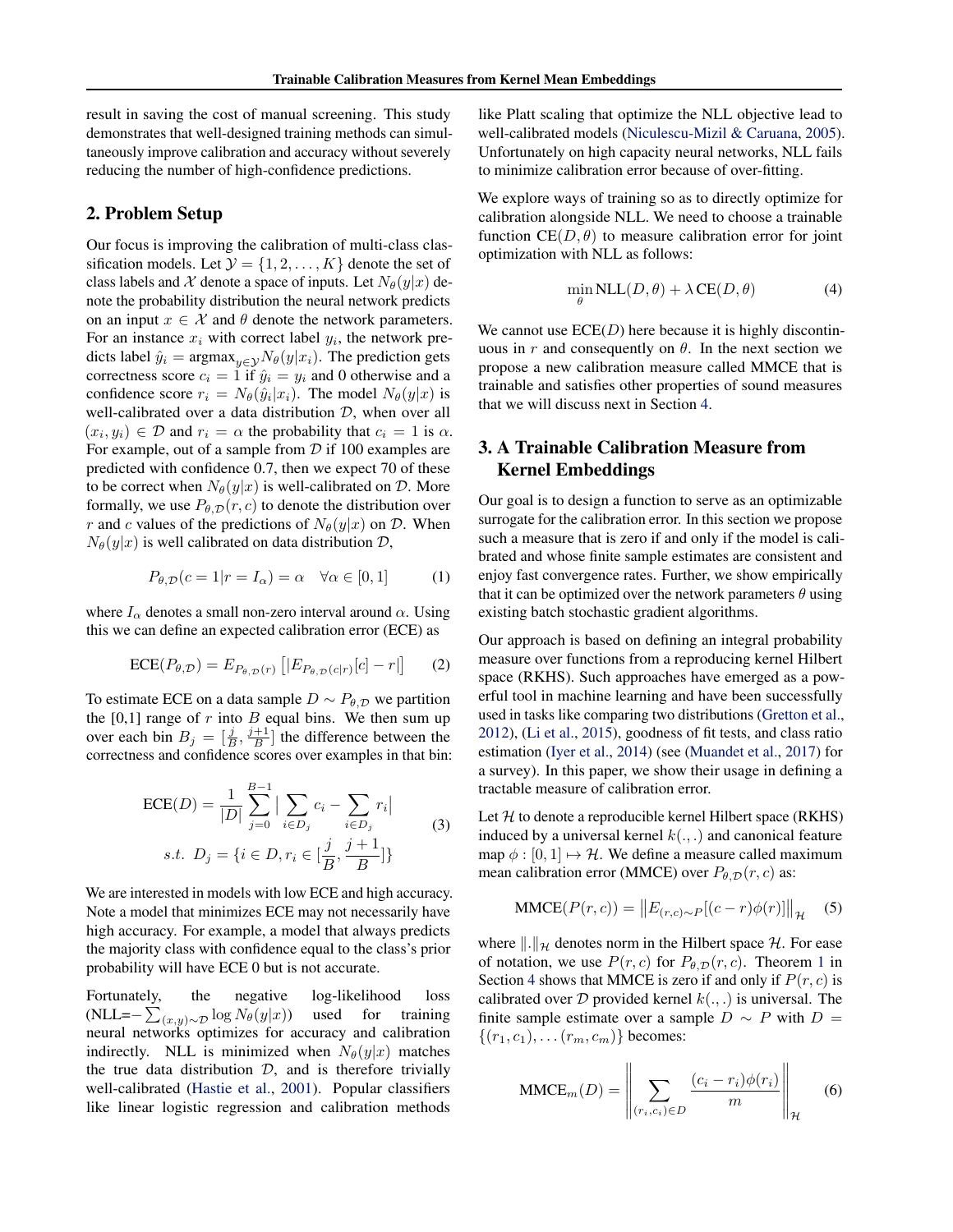result in saving the cost of manual screening. This study demonstrates that well-designed training methods can simultaneously improve calibration and accuracy without severely reducing the number of high-confidence predictions.

## 2. Problem Setup

Our focus is improving the calibration of multi-class classification models. Let $\mathcal{Y} = \{1, 2, \ldots, K\}$ denote the set of class labels and $\mathcal{X}$ denote a space of inputs. Let $N_\theta(y|x)$ denote the probability distribution the neural network predicts on an input $x \in \mathcal{X}$ and $\theta$ denote the network parameters. For an instance $x_i$ with correct label $y_i$, the network predicts label $\hat{y}_i = \text{argmax}_{y \in \mathcal{Y}} N_\theta(y|x_i)$. The prediction gets correctness score $c_i = 1$ if $\hat{y}_i = y_i$ and 0 otherwise and a confidence score $r_i = N_\theta(\hat{y}_i|x_i)$. The model $N_\theta(y|x)$ is well-calibrated over a data distribution $\mathcal{D}$, when over all $(x_i, y_i) \in \mathcal{D}$ and $r_i = \alpha$ the probability that $c_i = 1$ is $\alpha$. For example, out of a sample from $\mathcal{D}$ if 100 examples are predicted with confidence 0.7, then we expect 70 of these to be correct when $N_\theta(y|x)$ is well-calibrated on $\mathcal{D}$. More formally, we use $P_{\theta,\mathcal{D}}(r, c)$ to denote the distribution over $r$ and $c$ values of the predictions of $N_\theta(y|x)$ on $\mathcal{D}$. When $N_\theta(y|x)$ is well calibrated on data distribution $\mathcal{D}$,

$$P_{\theta,\mathcal{D}}(c = 1|r = I_\alpha) = \alpha \quad \forall \alpha \in [0, 1] \tag{1}$$

where $I_\alpha$ denotes a small non-zero interval around $\alpha$. Using this we can define an expected calibration error (ECE) as

$$\text{ECE}(P_{\theta,\mathcal{D}}) = E_{P_{\theta,\mathcal{D}}(r)} \left[ |E_{P_{\theta,\mathcal{D}}(c|r)}[c] - r| \right] \tag{2}$$

To estimate ECE on a data sample $D \sim P_{\theta,\mathcal{D}}$ we partition the [0,1] range of $r$ into $B$ equal bins. We then sum up over each bin $B_j = [\frac{j}{B}, \frac{j+1}{B}]$ the difference between the correctness and confidence scores over examples in that bin:

$$\begin{aligned} \text{ECE}(D) = \frac{1}{|D|} \sum_{j=0}^{B-1} \Big| \sum_{i \in D_j} c_i - \sum_{i \in D_j} r_i \Big| \\ s.t. \;\; D_j = \{i \in D, r_i \in [\frac{j}{B}, \frac{j+1}{B}]\} \end{aligned} \tag{3}$$

We are interested in models with low ECE and high accuracy. Note a model that minimizes ECE may not necessarily have high accuracy. For example, a model that always predicts the majority class with confidence equal to the class's prior probability will have ECE 0 but is not accurate.

Fortunately, the negative log-likelihood loss (NLL=$-\sum_{(x,y) \sim \mathcal{D}} \log N_\theta(y|x)$) used for training neural networks optimizes for accuracy and calibration indirectly. NLL is minimized when $N_\theta(y|x)$ matches the true data distribution $\mathcal{D}$, and is therefore trivially well-calibrated (Hastie et al., 2001). Popular classifiers like linear logistic regression and calibration methods like Platt scaling that optimize the NLL objective lead to well-calibrated models (Niculescu-Mizil & Caruana, 2005). Unfortunately on high capacity neural networks, NLL fails to minimize calibration error because of over-fitting.

We explore ways of training so as to directly optimize for calibration alongside NLL. We need to choose a trainable function $\text{CE}(D, \theta)$ to measure calibration error for joint optimization with NLL as follows:

$$\min_\theta \text{NLL}(D, \theta) + \lambda \, \text{CE}(D, \theta) \tag{4}$$

We cannot use ECE$(D)$ here because it is highly discontinuous in $r$ and consequently on $\theta$. In the next section we propose a new calibration measure called MMCE that is trainable and satisfies other properties of sound measures that we will discuss next in Section 4.

## 3. A Trainable Calibration Measure from Kernel Embeddings

Our goal is to design a function to serve as an optimizable surrogate for the calibration error. In this section we propose such a measure that is zero if and only if the model is calibrated and whose finite sample estimates are consistent and enjoy fast convergence rates. Further, we show empirically that it can be optimized over the network parameters $\theta$ using existing batch stochastic gradient algorithms.

Our approach is based on defining an integral probability measure over functions from a reproducing kernel Hilbert space (RKHS). Such approaches have emerged as a powerful tool in machine learning and have been successfully used in tasks like comparing two distributions (Gretton et al., 2012), (Li et al., 2015), goodness of fit tests, and class ratio estimation (Iyer et al., 2014) (see (Muandet et al., 2017) for a survey). In this paper, we show their usage in defining a tractable measure of calibration error.

Let $\mathcal{H}$ to denote a reproducible kernel Hilbert space (RKHS) induced by a universal kernel $k(.,.)$ and canonical feature map $\phi : [0, 1] \mapsto \mathcal{H}$. We define a measure called maximum mean calibration error (MMCE) over $P_{\theta,\mathcal{D}}(r, c)$ as:

$$\text{MMCE}(P(r, c)) = \left\| E_{(r,c) \sim P}[(c - r)\phi(r)] \right\|_{\mathcal{H}} \tag{5}$$

where $\|.\|_{\mathcal{H}}$ denotes norm in the Hilbert space $\mathcal{H}$. For ease of notation, we use $P(r, c)$ for $P_{\theta,\mathcal{D}}(r, c)$. Theorem 1 in Section 4 shows that MMCE is zero if and only if $P(r, c)$ is calibrated over $\mathcal{D}$ provided kernel $k(.,.)$ is universal. The finite sample estimate over a sample $D \sim P$ with $D = \{(r_1, c_1), \ldots (r_m, c_m)\}$ becomes:

$$\text{MMCE}_m(D) = \left\| \sum_{(r_i, c_i) \in D} \frac{(c_i - r_i)\phi(r_i)}{m} \right\|_{\mathcal{H}} \tag{6}$$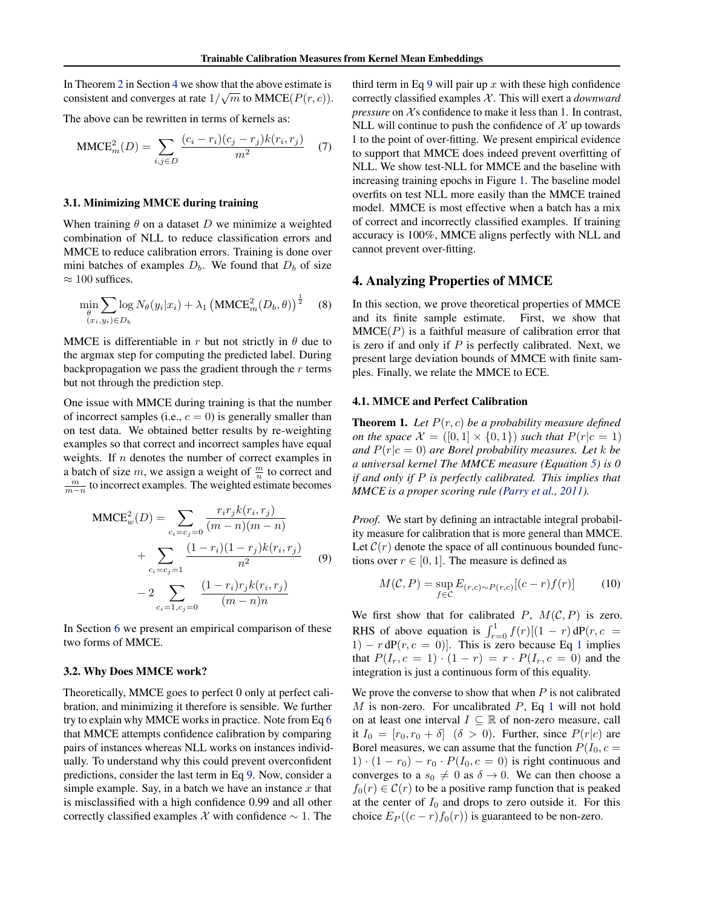In Theorem 2 in Section 4 we show that the above estimate is consistent and converges at rate $1/\sqrt{m}$ to MMCE$(P(r, c))$.

The above can be rewritten in terms of kernels as:

$$\text{MMCE}_m^2(D) = \sum_{i,j \in D} \frac{(c_i - r_i)(c_j - r_j)k(r_i, r_j)}{m^2} \quad (7)$$

### 3.1. Minimizing MMCE during training

When training $\theta$ on a dataset $D$ we minimize a weighted combination of NLL to reduce classification errors and MMCE to reduce calibration errors. Training is done over mini batches of examples $D_b$. We found that $D_b$ of size $\approx 100$ suffices.

$$\min_{\theta} \sum_{(x_i, y_i) \in D_b} \log N_\theta(y_i|x_i) + \lambda_1 \left(\text{MMCE}_m^2(D_b, \theta)\right)^{\frac{1}{2}} \quad (8)$$

MMCE is differentiable in $r$ but not strictly in $\theta$ due to the argmax step for computing the predicted label. During backpropagation we pass the gradient through the $r$ terms but not through the prediction step.

One issue with MMCE during training is that the number of incorrect samples (i.e., $c = 0$) is generally smaller than on test data. We obtained better results by re-weighting examples so that correct and incorrect samples have equal weights. If $n$ denotes the number of correct examples in a batch of size $m$, we assign a weight of $\frac{m}{n}$ to correct and $\frac{m}{m-n}$ to incorrect examples. The weighted estimate becomes

$$\begin{aligned}
\text{MMCE}_w^2(D) = &\sum_{c_i = c_j = 0} \frac{r_i r_j k(r_i, r_j)}{(m-n)(m-n)} \\
&+ \sum_{c_i = c_j = 1} \frac{(1 - r_i)(1 - r_j)k(r_i, r_j)}{n^2} \quad (9) \\
&- 2 \sum_{c_i = 1, c_j = 0} \frac{(1 - r_i) r_j k(r_i, r_j)}{(m-n)n}
\end{aligned}$$

In Section 6 we present an empirical comparison of these two forms of MMCE.

### 3.2. Why Does MMCE work?

Theoretically, MMCE goes to perfect 0 only at perfect calibration, and minimizing it therefore is sensible. We further try to explain why MMCE works in practice. Note from Eq 6 that MMCE attempts confidence calibration by comparing pairs of instances whereas NLL works on instances individually. To understand why this could prevent overconfident predictions, consider the last term in Eq 9. Now, consider a simple example. Say, in a batch we have an instance $x$ that is misclassified with a high confidence 0.99 and all other correctly classified examples $\mathcal{X}$ with confidence $\sim 1$. The third term in Eq 9 will pair up $x$ with these high confidence correctly classified examples $\mathcal{X}$. This will exert a *downward pressure* on $\mathcal{X}$s confidence to make it less than 1. In contrast, NLL will continue to push the confidence of $\mathcal{X}$ up towards 1 to the point of over-fitting. We present empirical evidence to support that MMCE does indeed prevent overfitting of NLL. We show test-NLL for MMCE and the baseline with increasing training epochs in Figure 1. The baseline model overfits on test NLL more easily than the MMCE trained model. MMCE is most effective when a batch has a mix of correct and incorrectly classified examples. If training accuracy is 100%, MMCE aligns perfectly with NLL and cannot prevent over-fitting.

## 4. Analyzing Properties of MMCE

In this section, we prove theoretical properties of MMCE and its finite sample estimate. First, we show that MMCE$(P)$ is a faithful measure of calibration error that is zero if and only if $P$ is perfectly calibrated. Next, we present large deviation bounds of MMCE with finite samples. Finally, we relate the MMCE to ECE.

### 4.1. MMCE and Perfect Calibration

**Theorem 1.** *Let $P(r, c)$ be a probability measure defined on the space $\mathcal{X} = ([0, 1] \times \{0, 1\})$ such that $P(r|c = 1)$ and $P(r|c = 0)$ are Borel probability measures. Let $k$ be a universal kernel The MMCE measure (Equation 5) is 0 if and only if $P$ is perfectly calibrated. This implies that MMCE is a proper scoring rule (Parry et al., 2011).*

*Proof.* We start by defining an intractable integral probability measure for calibration that is more general than MMCE. Let $\mathcal{C}(r)$ denote the space of all continuous bounded functions over $r \in [0, 1]$. The measure is defined as

$$M(\mathcal{C}, P) = \sup_{f \in \mathcal{C}} E_{(r,c) \sim P(r,c)}[(c - r)f(r)] \quad (10)$$

We first show that for calibrated $P$, $M(\mathcal{C}, P)$ is zero. RHS of above equation is $\int_{r=0}^{1} f(r)[(1 - r)\,\mathrm{d}P(r, c = 1) - r\,\mathrm{d}P(r, c = 0)]$. This is zero because Eq 1 implies that $P(I_r, c = 1) \cdot (1 - r) = r \cdot P(I_r, c = 0)$ and the integration is just a continuous form of this equality.

We prove the converse to show that when $P$ is not calibrated $M$ is non-zero. For uncalibrated $P$, Eq 1 will not hold on at least one interval $I \subseteq \mathbb{R}$ of non-zero measure, call it $I_0 = [r_0, r_0 + \delta]$ $(\delta > 0)$. Further, since $P(r|c)$ are Borel measures, we can assume that the function $P(I_0, c = 1) \cdot (1 - r_0) - r_0 \cdot P(I_0, c = 0)$ is right continuous and converges to a $s_0 \neq 0$ as $\delta \to 0$. We can then choose a $f_0(r) \in \mathcal{C}(r)$ to be a positive ramp function that is peaked at the center of $I_0$ and drops to zero outside it. For this choice $E_P((c - r)f_0(r))$ is guaranteed to be non-zero.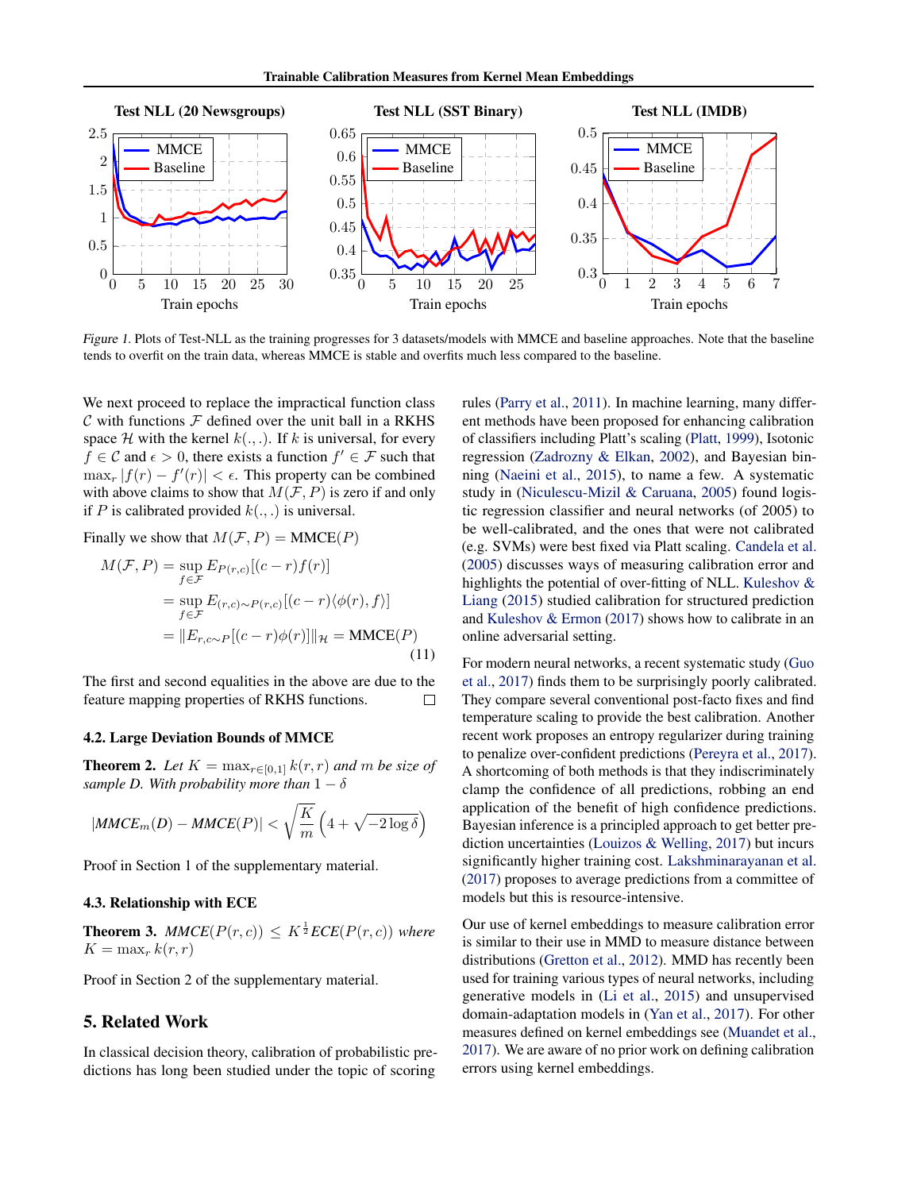Test NLL (20 Newsgroups)

MMCE
Baseline

2.5
2
1.5
1
0.5
0

0 5 10 15 20 25 30

Train epochs

Test NLL (SST Binary)

MMCE
Baseline

0.65
0.6
0.55
0.5
0.45
0.4
0.35

0 5 10 15 20 25

Train epochs

Test NLL (IMDB)

MMCE
Baseline

0.5
0.45
0.4
0.35
0.3

0 1 2 3 4 5 6 7

Train epochs

*Figure 1.* Plots of Test-NLL as the training progresses for 3 datasets/models with MMCE and baseline approaches. Note that the baseline tends to overfit on the train data, whereas MMCE is stable and overfits much less compared to the baseline.

We next proceed to replace the impractical function class $\mathcal{C}$ with functions $\mathcal{F}$ defined over the unit ball in a RKHS space $\mathcal{H}$ with the kernel $k(.,.)$. If $k$ is universal, for every $f \in \mathcal{C}$ and $\epsilon > 0$, there exists a function $f' \in \mathcal{F}$ such that $\max_r |f(r) - f'(r)| < \epsilon$. This property can be combined with above claims to show that $M(\mathcal{F}, P)$ is zero if and only if $P$ is calibrated provided $k(.,.)$ is universal.

Finally we show that $M(\mathcal{F}, P) = \text{MMCE}(P)$

$$\begin{aligned} M(\mathcal{F}, P) &= \sup_{f \in \mathcal{F}} E_{P(r,c)}[(c-r)f(r)] \\ &= \sup_{f \in \mathcal{F}} E_{(r,c)\sim P(r,c)}[(c-r)\langle \phi(r), f \rangle] \\ &= \| E_{r,c\sim P}[(c-r)\phi(r)] \|_{\mathcal{H}} = \text{MMCE}(P) \end{aligned} \tag{11}$$

The first and second equalities in the above are due to the feature mapping properties of RKHS functions. □

### 4.2. Large Deviation Bounds of MMCE

**Theorem 2.** *Let $K = \max_{r\in[0,1]} k(r,r)$ and $m$ be size of sample $D$. With probability more than $1-\delta$*

$$|MMCE_m(D) - MMCE(P)| < \sqrt{\frac{K}{m}} \left(4 + \sqrt{-2\log \delta}\right)$$

Proof in Section 1 of the supplementary material.

### 4.3. Relationship with ECE

**Theorem 3.** *$MMCE(P(r,c)) \leq K^{\frac{1}{2}} ECE(P(r,c))$ where $K = \max_r k(r,r)$*

Proof in Section 2 of the supplementary material.

## 5. Related Work

In classical decision theory, calibration of probabilistic predictions has long been studied under the topic of scoring rules (Parry et al., 2011). In machine learning, many different methods have been proposed for enhancing calibration of classifiers including Platt's scaling (Platt, 1999), Isotonic regression (Zadrozny & Elkan, 2002), and Bayesian binning (Naeini et al., 2015), to name a few. A systematic study in (Niculescu-Mizil & Caruana, 2005) found logistic regression classifier and neural networks (of 2005) to be well-calibrated, and the ones that were not calibrated (e.g. SVMs) were best fixed via Platt scaling. Candela et al. (2005) discusses ways of measuring calibration error and highlights the potential of over-fitting of NLL. Kuleshov & Liang (2015) studied calibration for structured prediction and Kuleshov & Ermon (2017) shows how to calibrate in an online adversarial setting.

For modern neural networks, a recent systematic study (Guo et al., 2017) finds them to be surprisingly poorly calibrated. They compare several conventional post-facto fixes and find temperature scaling to provide the best calibration. Another recent work proposes an entropy regularizer during training to penalize over-confident predictions (Pereyra et al., 2017). A shortcoming of both methods is that they indiscriminately clamp the confidence of all predictions, robbing an end application of the benefit of high confidence predictions. Bayesian inference is a principled approach to get better prediction uncertainties (Louizos & Welling, 2017) but incurs significantly higher training cost. Lakshminarayanan et al. (2017) proposes to average predictions from a committee of models but this is resource-intensive.

Our use of kernel embeddings to measure calibration error is similar to their use in MMD to measure distance between distributions (Gretton et al., 2012). MMD has recently been used for training various types of neural networks, including generative models in (Li et al., 2015) and unsupervised domain-adaptation models in (Yan et al., 2017). For other measures defined on kernel embeddings see (Muandet et al., 2017). We are aware of no prior work on defining calibration errors using kernel embeddings.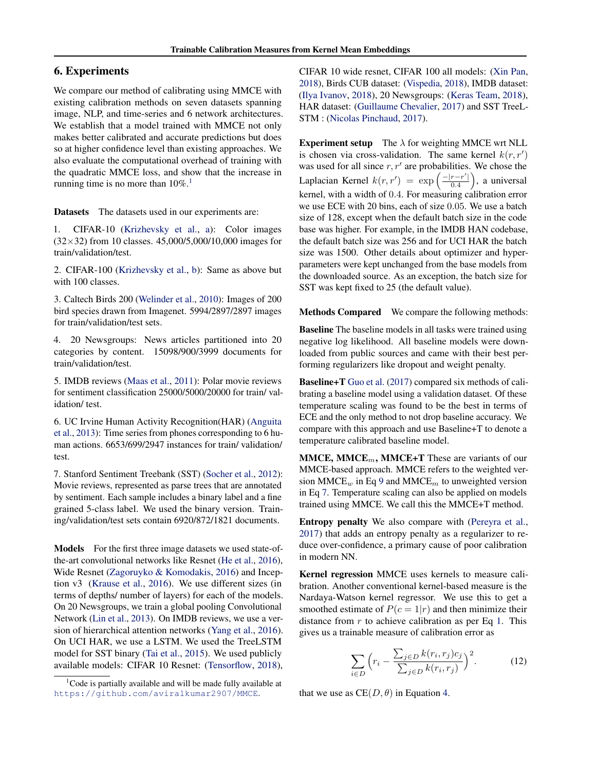## 6. Experiments

We compare our method of calibrating using MMCE with existing calibration methods on seven datasets spanning image, NLP, and time-series and 6 network architectures. We establish that a model trained with MMCE not only makes better calibrated and accurate predictions but does so at higher confidence level than existing approaches. We also evaluate the computational overhead of training with the quadratic MMCE loss, and show that the increase in running time is no more than 10%.[1]

**Datasets** The datasets used in our experiments are:

1. CIFAR-10 (Krizhevsky et al., a): Color images (32×32) from 10 classes. 45,000/5,000/10,000 images for train/validation/test.

2. CIFAR-100 (Krizhevsky et al., b): Same as above but with 100 classes.

3. Caltech Birds 200 (Welinder et al., 2010): Images of 200 bird species drawn from Imagenet. 5994/2897/2897 images for train/validation/test sets.

4. 20 Newsgroups: News articles partitioned into 20 categories by content. 15098/900/3999 documents for train/validation/test.

5. IMDB reviews (Maas et al., 2011): Polar movie reviews for sentiment classification 25000/5000/20000 for train/ validation/ test.

6. UC Irvine Human Activity Recognition(HAR) (Anguita et al., 2013): Time series from phones corresponding to 6 human actions. 6653/699/2947 instances for train/ validation/ test.

7. Stanford Sentiment Treebank (SST) (Socher et al., 2012): Movie reviews, represented as parse trees that are annotated by sentiment. Each sample includes a binary label and a fine grained 5-class label. We used the binary version. Training/validation/test sets contain 6920/872/1821 documents.

**Models** For the first three image datasets we used state-of-the-art convolutional networks like Resnet (He et al., 2016), Wide Resnet (Zagoruyko & Komodakis, 2016) and Inception v3 (Krause et al., 2016). We use different sizes (in terms of depths/ number of layers) for each of the models. On 20 Newsgroups, we train a global pooling Convolutional Network (Lin et al., 2013). On IMDB reviews, we use a version of hierarchical attention networks (Yang et al., 2016). On UCI HAR, we use a LSTM. We used the TreeLSTM model for SST binary (Tai et al., 2015). We used publicly available models: CIFAR 10 Resnet: (Tensorflow, 2018), CIFAR 10 wide resnet, CIFAR 100 all models: (Xin Pan, 2018), Birds CUB dataset: (Vispedia, 2018), IMDB dataset: (Ilya Ivanov, 2018), 20 Newsgroups: (Keras Team, 2018), HAR dataset: (Guillaume Chevalier, 2017) and SST TreeLSTM : (Nicolas Pinchaud, 2017).

**Experiment setup** The $\lambda$ for weighting MMCE wrt NLL is chosen via cross-validation. The same kernel $k(r, r')$ was used for all since $r, r'$ are probabilities. We chose the Laplacian Kernel $k(r, r') = \exp\left(\frac{-|r-r'|}{0.4}\right)$, a universal kernel, with a width of 0.4. For measuring calibration error we use ECE with 20 bins, each of size 0.05. We use a batch size of 128, except when the default batch size in the code base was higher. For example, in the IMDB HAN codebase, the default batch size was 256 and for UCI HAR the batch size was 1500. Other details about optimizer and hyperparameters were kept unchanged from the base models from the downloaded source. As an exception, the batch size for SST was kept fixed to 25 (the default value).

**Methods Compared** We compare the following methods:

**Baseline** The baseline models in all tasks were trained using negative log likelihood. All baseline models were downloaded from public sources and came with their best performing regularizers like dropout and weight penalty.

**Baseline+T** Guo et al. (2017) compared six methods of calibrating a baseline model using a validation dataset. Of these temperature scaling was found to be the best in terms of ECE and the only method to not drop baseline accuracy. We compare with this approach and use Baseline+T to denote a temperature calibrated baseline model.

**MMCE, MMCE$_m$, MMCE+T** These are variants of our MMCE-based approach. MMCE refers to the weighted version MMCE$_w$ in Eq 9 and MMCE$_m$ to unweighted version in Eq 7. Temperature scaling can also be applied on models trained using MMCE. We call this the MMCE+T method.

**Entropy penalty** We also compare with (Pereyra et al., 2017) that adds an entropy penalty as a regularizer to reduce over-confidence, a primary cause of poor calibration in modern NN.

**Kernel regression** MMCE uses kernels to measure calibration. Another conventional kernel-based measure is the Nardaya-Watson kernel regressor. We use this to get a smoothed estimate of $P(c = 1|r)$ and then minimize their distance from $r$ to achieve calibration as per Eq 1. This gives us a trainable measure of calibration error as

$$\sum_{i \in D} \left( r_i - \frac{\sum_{j \in D} k(r_i, r_j) c_j}{\sum_{j \in D} k(r_i, r_j)} \right)^2. \tag{12}$$

that we use as $\mathrm{CE}(D, \theta)$ in Equation 4.

[1] Code is partially available and will be made fully available at `https://github.com/aviralkumar2907/MMCE`.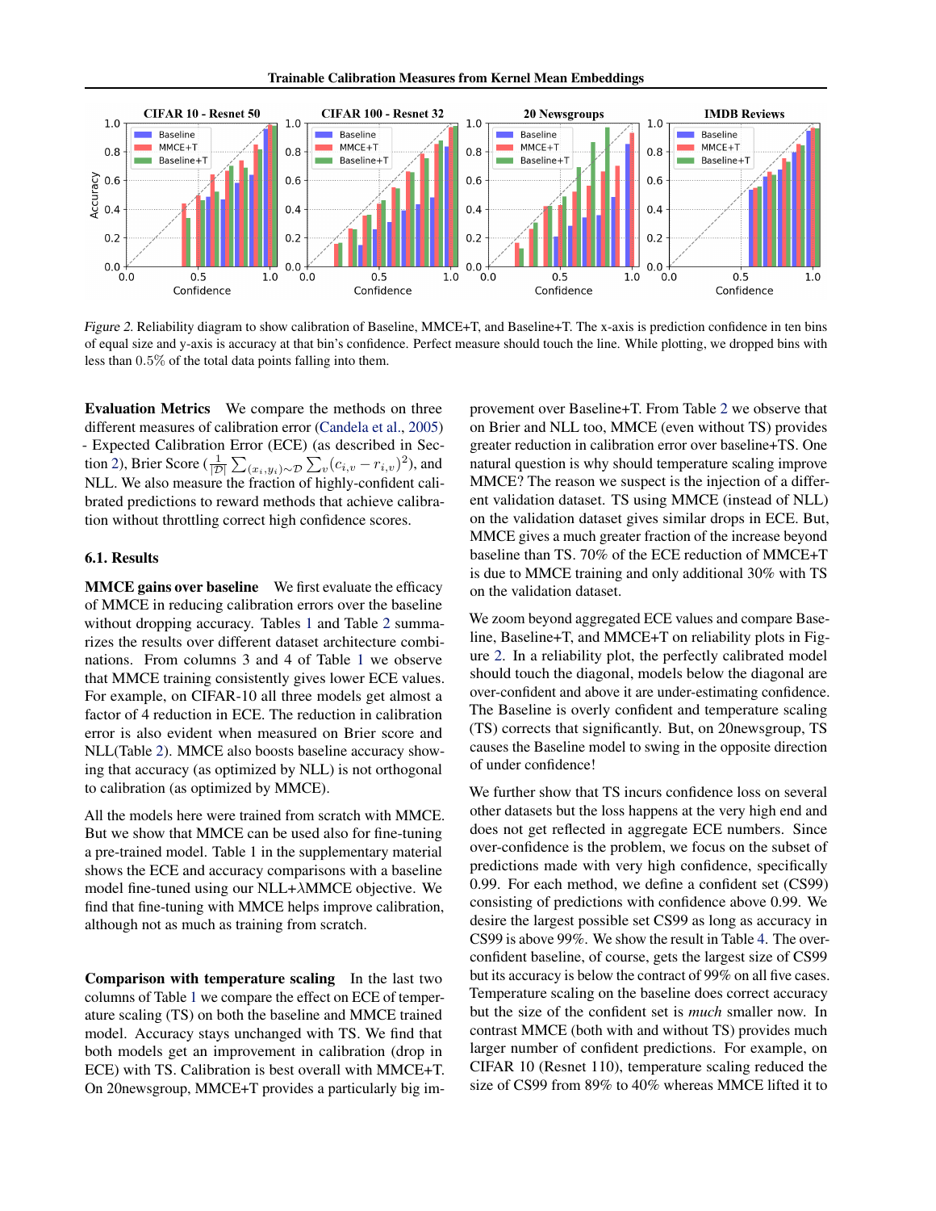CIFAR 10 - Resnet 50

CIFAR 100 - Resnet 32

20 Newsgroups

IMDB Reviews

Baseline
MMCE+T
Baseline+T

Accuracy

Confidence

0.0
0.2
0.4
0.6
0.8
1.0

0.0
0.5
1.0

*Figure 2.* Reliability diagram to show calibration of Baseline, MMCE+T, and Baseline+T. The x-axis is prediction confidence in ten bins of equal size and y-axis is accuracy at that bin's confidence. Perfect measure should touch the line. While plotting, we dropped bins with less than $0.5\%$ of the total data points falling into them.

**Evaluation Metrics** We compare the methods on three different measures of calibration error (Candela et al., 2005) - Expected Calibration Error (ECE) (as described in Section 2), Brier Score ($\frac{1}{|\mathcal{D}|}\sum_{(x_i,y_i)\sim\mathcal{D}}\sum_{v}(c_{i,v} - r_{i,v})^2$), and NLL. We also measure the fraction of highly-confident calibrated predictions to reward methods that achieve calibration without throttling correct high confidence scores.

### 6.1. Results

**MMCE gains over baseline** We first evaluate the efficacy of MMCE in reducing calibration errors over the baseline without dropping accuracy. Tables 1 and Table 2 summarizes the results over different dataset architecture combinations. From columns 3 and 4 of Table 1 we observe that MMCE training consistently gives lower ECE values. For example, on CIFAR-10 all three models get almost a factor of 4 reduction in ECE. The reduction in calibration error is also evident when measured on Brier score and NLL(Table 2). MMCE also boosts baseline accuracy showing that accuracy (as optimized by NLL) is not orthogonal to calibration (as optimized by MMCE).

All the models here were trained from scratch with MMCE. But we show that MMCE can be used also for fine-tuning a pre-trained model. Table 1 in the supplementary material shows the ECE and accuracy comparisons with a baseline model fine-tuned using our NLL+$\lambda$MMCE objective. We find that fine-tuning with MMCE helps improve calibration, although not as much as training from scratch.

**Comparison with temperature scaling** In the last two columns of Table 1 we compare the effect on ECE of temperature scaling (TS) on both the baseline and MMCE trained model. Accuracy stays unchanged with TS. We find that both models get an improvement in calibration (drop in ECE) with TS. Calibration is best overall with MMCE+T. On 20newsgroup, MMCE+T provides a particularly big improvement over Baseline+T. From Table 2 we observe that on Brier and NLL too, MMCE (even without TS) provides greater reduction in calibration error over baseline+TS. One natural question is why should temperature scaling improve MMCE? The reason we suspect is the injection of a different validation dataset. TS using MMCE (instead of NLL) on the validation dataset gives similar drops in ECE. But, MMCE gives a much greater fraction of the increase beyond baseline than TS. 70% of the ECE reduction of MMCE+T is due to MMCE training and only additional 30% with TS on the validation dataset.

We zoom beyond aggregated ECE values and compare Baseline, Baseline+T, and MMCE+T on reliability plots in Figure 2. In a reliability plot, the perfectly calibrated model should touch the diagonal, models below the diagonal are over-confident and above it are under-estimating confidence. The Baseline is overly confident and temperature scaling (TS) corrects that significantly. But, on 20newsgroup, TS causes the Baseline model to swing in the opposite direction of under confidence!

We further show that TS incurs confidence loss on several other datasets but the loss happens at the very high end and does not get reflected in aggregate ECE numbers. Since over-confidence is the problem, we focus on the subset of predictions made with very high confidence, specifically 0.99. For each method, we define a confident set (CS99) consisting of predictions with confidence above 0.99. We desire the largest possible set CS99 as long as accuracy in CS99 is above 99%. We show the result in Table 4. The over-confident baseline, of course, gets the largest size of CS99 but its accuracy is below the contract of 99% on all five cases. Temperature scaling on the baseline does correct accuracy but the size of the confident set is *much* smaller now. In contrast MMCE (both with and without TS) provides much larger number of confident predictions. For example, on CIFAR 10 (Resnet 110), temperature scaling reduced the size of CS99 from 89% to 40% whereas MMCE lifted it to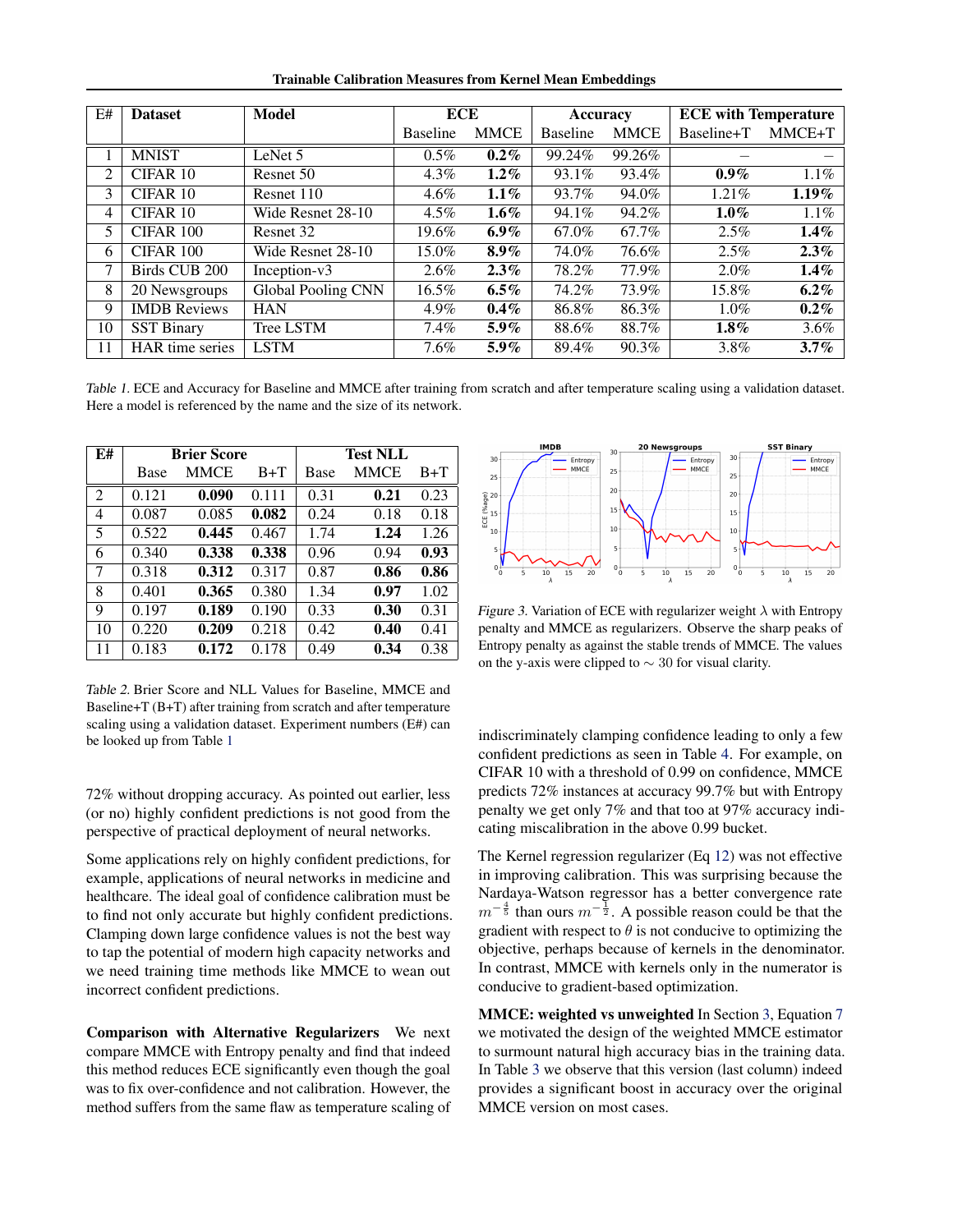| E# | Dataset | Model | ECE | | Accuracy | | ECE with Temperature | |
|---|---|---|---|---|---|---|---|---|
| | | | Baseline | MMCE | Baseline | MMCE | Baseline+T | MMCE+T |
| 1 | MNIST | LeNet 5 | 0.5% | **0.2%** | 99.24% | 99.26% | – | – |
| 2 | CIFAR 10 | Resnet 50 | 4.3% | **1.2%** | 93.1% | 93.4% | **0.9%** | 1.1% |
| 3 | CIFAR 10 | Resnet 110 | 4.6% | **1.1%** | 93.7% | 94.0% | 1.21% | **1.19%** |
| 4 | CIFAR 10 | Wide Resnet 28-10 | 4.5% | **1.6%** | 94.1% | 94.2% | **1.0%** | 1.1% |
| 5 | CIFAR 100 | Resnet 32 | 19.6% | **6.9%** | 67.0% | 67.7% | 2.5% | **1.4%** |
| 6 | CIFAR 100 | Wide Resnet 28-10 | 15.0% | **8.9%** | 74.0% | 76.6% | 2.5% | **2.3%** |
| 7 | Birds CUB 200 | Inception-v3 | 2.6% | **2.3%** | 78.2% | 77.9% | 2.0% | **1.4%** |
| 8 | 20 Newsgroups | Global Pooling CNN | 16.5% | **6.5%** | 74.2% | 73.9% | 15.8% | **6.2%** |
| 9 | IMDB Reviews | HAN | 4.9% | **0.4%** | 86.8% | 86.3% | 1.0% | **0.2%** |
| 10 | SST Binary | Tree LSTM | 7.4% | **5.9%** | 88.6% | 88.7% | **1.8%** | 3.6% |
| 11 | HAR time series | LSTM | 7.6% | **5.9%** | 89.4% | 90.3% | 3.8% | **3.7%** |

*Table 1.* ECE and Accuracy for Baseline and MMCE after training from scratch and after temperature scaling using a validation dataset. Here a model is referenced by the name and the size of its network.

| E# | Brier Score | | | Test NLL | | |
|---|---|---|---|---|---|---|
| | Base | MMCE | B+T | Base | MMCE | B+T |
| 2 | 0.121 | **0.090** | 0.111 | 0.31 | **0.21** | 0.23 |
| 4 | 0.087 | 0.085 | **0.082** | 0.24 | 0.18 | 0.18 |
| 5 | 0.522 | **0.445** | 0.467 | 1.74 | **1.24** | 1.26 |
| 6 | 0.340 | **0.338** | **0.338** | 0.96 | 0.94 | **0.93** |
| 7 | 0.318 | **0.312** | 0.317 | 0.87 | **0.86** | **0.86** |
| 8 | 0.401 | **0.365** | 0.380 | 1.34 | **0.97** | 1.02 |
| 9 | 0.197 | **0.189** | 0.190 | 0.33 | **0.30** | 0.31 |
| 10 | 0.220 | **0.209** | 0.218 | 0.42 | **0.40** | 0.41 |
| 11 | 0.183 | **0.172** | 0.178 | 0.49 | **0.34** | 0.38 |

*Table 2.* Brier Score and NLL Values for Baseline, MMCE and Baseline+T (B+T) after training from scratch and after temperature scaling using a validation dataset. Experiment numbers (E#) can be looked up from Table 1

IMDB
20 Newsgroups
SST Binary
Entropy
MMCE
ECE (%age)
λ

*Figure 3.* Variation of ECE with regularizer weight $\lambda$ with Entropy penalty and MMCE as regularizers. Observe the sharp peaks of Entropy penalty as against the stable trends of MMCE. The values on the y-axis were clipped to $\sim$ 30 for visual clarity.

72% without dropping accuracy. As pointed out earlier, less (or no) highly confident predictions is not good from the perspective of practical deployment of neural networks.

Some applications rely on highly confident predictions, for example, applications of neural networks in medicine and healthcare. The ideal goal of confidence calibration must be to find not only accurate but highly confident predictions. Clamping down large confidence values is not the best way to tap the potential of modern high capacity networks and we need training time methods like MMCE to wean out incorrect confident predictions.

**Comparison with Alternative Regularizers** We next compare MMCE with Entropy penalty and find that indeed this method reduces ECE significantly even though the goal was to fix over-confidence and not calibration. However, the method suffers from the same flaw as temperature scaling of indiscriminately clamping confidence leading to only a few confident predictions as seen in Table 4. For example, on CIFAR 10 with a threshold of 0.99 on confidence, MMCE predicts 72% instances at accuracy 99.7% but with Entropy penalty we get only 7% and that too at 97% accuracy indicating miscalibration in the above 0.99 bucket.

The Kernel regression regularizer (Eq 12) was not effective in improving calibration. This was surprising because the Nardaya-Watson regressor has a better convergence rate $m^{-\frac{4}{5}}$ than ours $m^{-\frac{1}{2}}$. A possible reason could be that the gradient with respect to $\theta$ is not conducive to optimizing the objective, perhaps because of kernels in the denominator. In contrast, MMCE with kernels only in the numerator is conducive to gradient-based optimization.

**MMCE: weighted vs unweighted** In Section 3, Equation 7 we motivated the design of the weighted MMCE estimator to surmount natural high accuracy bias in the training data. In Table 3 we observe that this version (last column) indeed provides a significant boost in accuracy over the original MMCE version on most cases.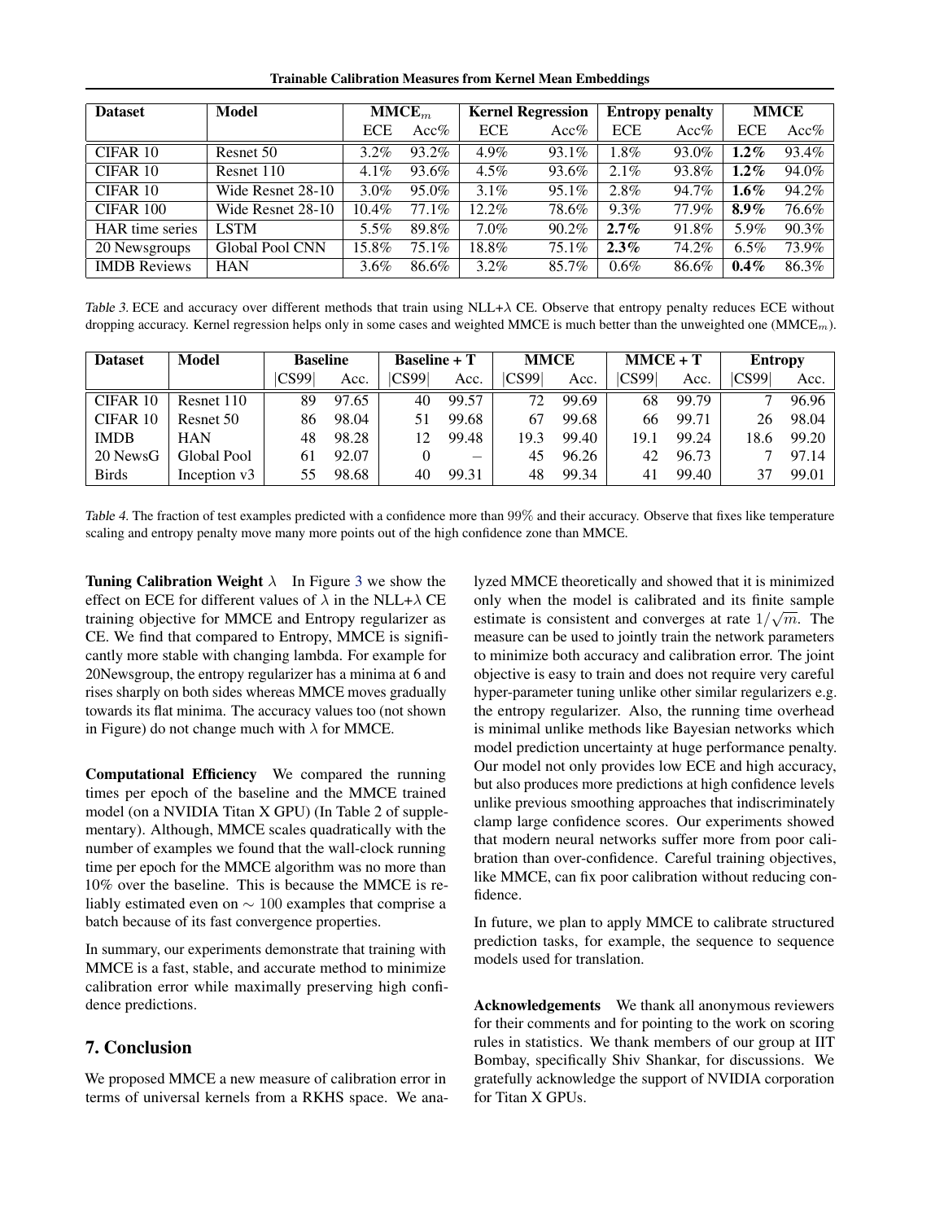| Dataset | Model | $\text{MMCE}_m$ | | Kernel Regression | | Entropy penalty | | MMCE | |
|---|---|---|---|---|---|---|---|---|---|
| | | ECE | Acc% | ECE | Acc% | ECE | Acc% | ECE | Acc% |
| CIFAR 10 | Resnet 50 | 3.2% | 93.2% | 4.9% | 93.1% | 1.8% | 93.0% | **1.2%** | 93.4% |
| CIFAR 10 | Resnet 110 | 4.1% | 93.6% | 4.5% | 93.6% | 2.1% | 93.8% | **1.2%** | 94.0% |
| CIFAR 10 | Wide Resnet 28-10 | 3.0% | 95.0% | 3.1% | 95.1% | 2.8% | 94.7% | **1.6%** | 94.2% |
| CIFAR 100 | Wide Resnet 28-10 | 10.4% | 77.1% | 12.2% | 78.6% | 9.3% | 77.9% | **8.9%** | 76.6% |
| HAR time series | LSTM | 5.5% | 89.8% | 7.0% | 90.2% | **2.7%** | 91.8% | 5.9% | 90.3% |
| 20 Newsgroups | Global Pool CNN | 15.8% | 75.1% | 18.8% | 75.1% | **2.3%** | 74.2% | 6.5% | 73.9% |
| IMDB Reviews | HAN | 3.6% | 86.6% | 3.2% | 85.7% | 0.6% | 86.6% | **0.4%** | 86.3% |

*Table 3.* ECE and accuracy over different methods that train using NLL+$\lambda$ CE. Observe that entropy penalty reduces ECE without dropping accuracy. Kernel regression helps only in some cases and weighted MMCE is much better than the unweighted one ($\text{MMCE}_m$).

| Dataset | Model | Baseline | | Baseline + T | | MMCE | | MMCE + T | | Entropy | |
|---|---|---|---|---|---|---|---|---|---|---|---|
| | | \|CS99\| | Acc. | \|CS99\| | Acc. | \|CS99\| | Acc. | \|CS99\| | Acc. | \|CS99\| | Acc. |
| CIFAR 10 | Resnet 110 | 89 | 97.65 | 40 | 99.57 | 72 | 99.69 | 68 | 99.79 | 7 | 96.96 |
| CIFAR 10 | Resnet 50 | 86 | 98.04 | 51 | 99.68 | 67 | 99.68 | 66 | 99.71 | 26 | 98.04 |
| IMDB | HAN | 48 | 98.28 | 12 | 99.48 | 19.3 | 99.40 | 19.1 | 99.24 | 18.6 | 99.20 |
| 20 NewsG | Global Pool | 61 | 92.07 | 0 | – | 45 | 96.26 | 42 | 96.73 | 7 | 97.14 |
| Birds | Inception v3 | 55 | 98.68 | 40 | 99.31 | 48 | 99.34 | 41 | 99.40 | 37 | 99.01 |

*Table 4.* The fraction of test examples predicted with a confidence more than 99% and their accuracy. Observe that fixes like temperature scaling and entropy penalty move many more points out of the high confidence zone than MMCE.

**Tuning Calibration Weight $\lambda$** In Figure 3 we show the effect on ECE for different values of $\lambda$ in the NLL+$\lambda$ CE training objective for MMCE and Entropy regularizer as CE. We find that compared to Entropy, MMCE is significantly more stable with changing lambda. For example for 20Newsgroup, the entropy regularizer has a minima at 6 and rises sharply on both sides whereas MMCE moves gradually towards its flat minima. The accuracy values too (not shown in Figure) do not change much with $\lambda$ for MMCE.

**Computational Efficiency** We compared the running times per epoch of the baseline and the MMCE trained model (on a NVIDIA Titan X GPU) (In Table 2 of supplementary). Although, MMCE scales quadratically with the number of examples we found that the wall-clock running time per epoch for the MMCE algorithm was no more than 10% over the baseline. This is because the MMCE is reliably estimated even on $\sim 100$ examples that comprise a batch because of its fast convergence properties.

In summary, our experiments demonstrate that training with MMCE is a fast, stable, and accurate method to minimize calibration error while maximally preserving high confidence predictions.

## 7. Conclusion

We proposed MMCE a new measure of calibration error in terms of universal kernels from a RKHS space. We analyzed MMCE theoretically and showed that it is minimized only when the model is calibrated and its finite sample estimate is consistent and converges at rate $1/\sqrt{m}$. The measure can be used to jointly train the network parameters to minimize both accuracy and calibration error. The joint objective is easy to train and does not require very careful hyper-parameter tuning unlike other similar regularizers e.g. the entropy regularizer. Also, the running time overhead is minimal unlike methods like Bayesian networks which model prediction uncertainty at huge performance penalty. Our model not only provides low ECE and high accuracy, but also produces more predictions at high confidence levels unlike previous smoothing approaches that indiscriminately clamp large confidence scores. Our experiments showed that modern neural networks suffer more from poor calibration than over-confidence. Careful training objectives, like MMCE, can fix poor calibration without reducing confidence.

In future, we plan to apply MMCE to calibrate structured prediction tasks, for example, the sequence to sequence models used for translation.

**Acknowledgements** We thank all anonymous reviewers for their comments and for pointing to the work on scoring rules in statistics. We thank members of our group at IIT Bombay, specifically Shiv Shankar, for discussions. We gratefully acknowledge the support of NVIDIA corporation for Titan X GPUs.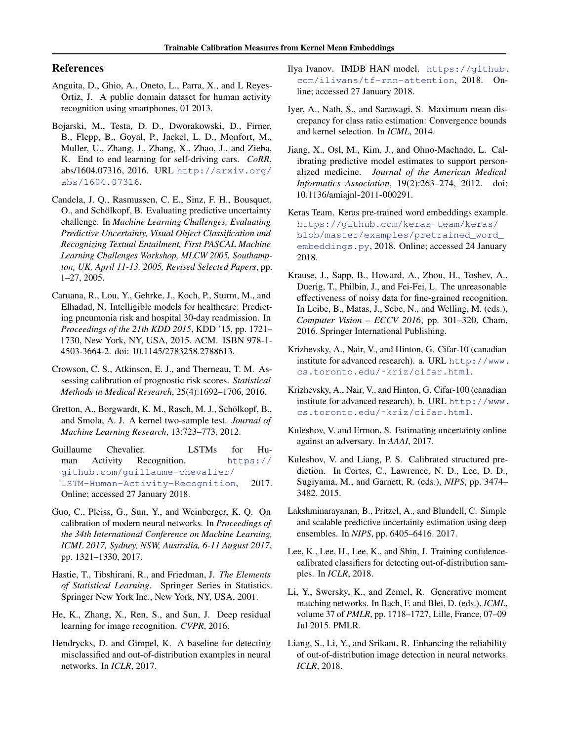## References

Anguita, D., Ghio, A., Oneto, L., Parra, X., and L Reyes-Ortiz, J. A public domain dataset for human activity recognition using smartphones, 01 2013.

Bojarski, M., Testa, D. D., Dworakowski, D., Firner, B., Flepp, B., Goyal, P., Jackel, L. D., Monfort, M., Muller, U., Zhang, J., Zhang, X., Zhao, J., and Zieba, K. End to end learning for self-driving cars. *CoRR*, abs/1604.07316, 2016. URL http://arxiv.org/abs/1604.07316.

Candela, J. Q., Rasmussen, C. E., Sinz, F. H., Bousquet, O., and Schölkopf, B. Evaluating predictive uncertainty challenge. In *Machine Learning Challenges, Evaluating Predictive Uncertainty, Visual Object Classification and Recognizing Textual Entailment, First PASCAL Machine Learning Challenges Workshop, MLCW 2005, Southampton, UK, April 11-13, 2005, Revised Selected Papers*, pp. 1–27, 2005.

Caruana, R., Lou, Y., Gehrke, J., Koch, P., Sturm, M., and Elhadad, N. Intelligible models for healthcare: Predicting pneumonia risk and hospital 30-day readmission. In *Proceedings of the 21th KDD 2015*, KDD '15, pp. 1721–1730, New York, NY, USA, 2015. ACM. ISBN 978-1-4503-3664-2. doi: 10.1145/2783258.2788613.

Crowson, C. S., Atkinson, E. J., and Therneau, T. M. Assessing calibration of prognostic risk scores. *Statistical Methods in Medical Research*, 25(4):1692–1706, 2016.

Gretton, A., Borgwardt, K. M., Rasch, M. J., Schölkopf, B., and Smola, A. J. A kernel two-sample test. *Journal of Machine Learning Research*, 13:723–773, 2012.

Guillaume Chevalier. LSTMs for Human Activity Recognition. https://github.com/guillaume-chevalier/LSTM-Human-Activity-Recognition, 2017. Online; accessed 27 January 2018.

Guo, C., Pleiss, G., Sun, Y., and Weinberger, K. Q. On calibration of modern neural networks. In *Proceedings of the 34th International Conference on Machine Learning, ICML 2017, Sydney, NSW, Australia, 6-11 August 2017*, pp. 1321–1330, 2017.

Hastie, T., Tibshirani, R., and Friedman, J. *The Elements of Statistical Learning*. Springer Series in Statistics. Springer New York Inc., New York, NY, USA, 2001.

He, K., Zhang, X., Ren, S., and Sun, J. Deep residual learning for image recognition. *CVPR*, 2016.

Hendrycks, D. and Gimpel, K. A baseline for detecting misclassified and out-of-distribution examples in neural networks. In *ICLR*, 2017.

Ilya Ivanov. IMDB HAN model. https://github.com/ilivans/tf-rnn-attention, 2018. Online; accessed 27 January 2018.

Iyer, A., Nath, S., and Sarawagi, S. Maximum mean discrepancy for class ratio estimation: Convergence bounds and kernel selection. In *ICML*, 2014.

Jiang, X., Osl, M., Kim, J., and Ohno-Machado, L. Calibrating predictive model estimates to support personalized medicine. *Journal of the American Medical Informatics Association*, 19(2):263–274, 2012. doi: 10.1136/amiajnl-2011-000291.

Keras Team. Keras pre-trained word embeddings example. https://github.com/keras-team/keras/blob/master/examples/pretrained_word_embeddings.py, 2018. Online; accessed 24 January 2018.

Krause, J., Sapp, B., Howard, A., Zhou, H., Toshev, A., Duerig, T., Philbin, J., and Fei-Fei, L. The unreasonable effectiveness of noisy data for fine-grained recognition. In Leibe, B., Matas, J., Sebe, N., and Welling, M. (eds.), *Computer Vision – ECCV 2016*, pp. 301–320, Cham, 2016. Springer International Publishing.

Krizhevsky, A., Nair, V., and Hinton, G. Cifar-10 (canadian institute for advanced research). a. URL http://www.cs.toronto.edu/~kriz/cifar.html.

Krizhevsky, A., Nair, V., and Hinton, G. Cifar-100 (canadian institute for advanced research). b. URL http://www.cs.toronto.edu/~kriz/cifar.html.

Kuleshov, V. and Ermon, S. Estimating uncertainty online against an adversary. In *AAAI*, 2017.

Kuleshov, V. and Liang, P. S. Calibrated structured prediction. In Cortes, C., Lawrence, N. D., Lee, D. D., Sugiyama, M., and Garnett, R. (eds.), *NIPS*, pp. 3474–3482. 2015.

Lakshminarayanan, B., Pritzel, A., and Blundell, C. Simple and scalable predictive uncertainty estimation using deep ensembles. In *NIPS*, pp. 6405–6416. 2017.

Lee, K., Lee, H., Lee, K., and Shin, J. Training confidence-calibrated classifiers for detecting out-of-distribution samples. In *ICLR*, 2018.

Li, Y., Swersky, K., and Zemel, R. Generative moment matching networks. In Bach, F. and Blei, D. (eds.), *ICML*, volume 37 of *PMLR*, pp. 1718–1727, Lille, France, 07–09 Jul 2015. PMLR.

Liang, S., Li, Y., and Srikant, R. Enhancing the reliability of out-of-distribution image detection in neural networks. *ICLR*, 2018.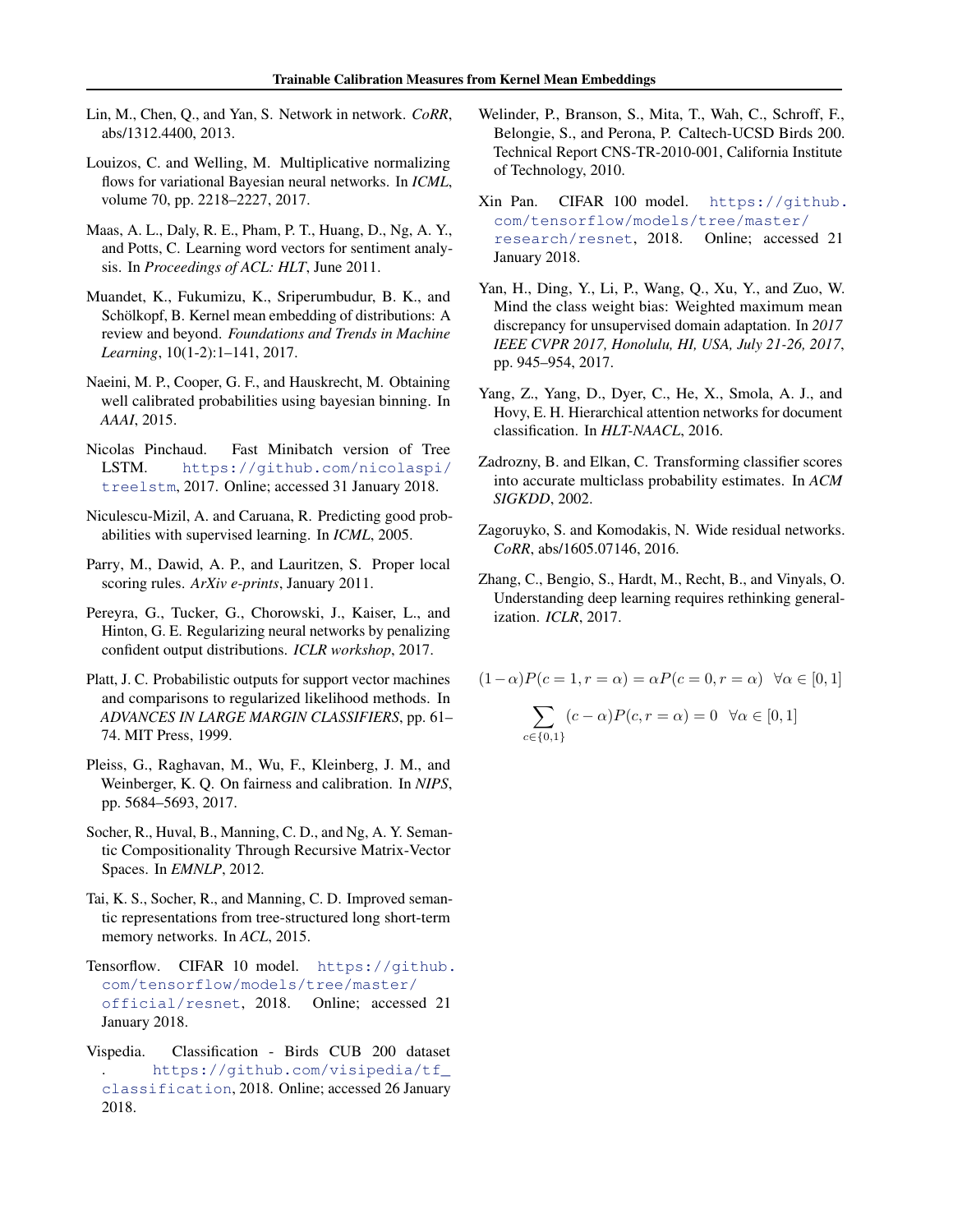Lin, M., Chen, Q., and Yan, S. Network in network. *CoRR*, abs/1312.4400, 2013.

Louizos, C. and Welling, M. Multiplicative normalizing flows for variational Bayesian neural networks. In *ICML*, volume 70, pp. 2218–2227, 2017.

Maas, A. L., Daly, R. E., Pham, P. T., Huang, D., Ng, A. Y., and Potts, C. Learning word vectors for sentiment analysis. In *Proceedings of ACL: HLT*, June 2011.

Muandet, K., Fukumizu, K., Sriperumbudur, B. K., and Schölkopf, B. Kernel mean embedding of distributions: A review and beyond. *Foundations and Trends in Machine Learning*, 10(1-2):1–141, 2017.

Naeini, M. P., Cooper, G. F., and Hauskrecht, M. Obtaining well calibrated probabilities using bayesian binning. In *AAAI*, 2015.

Nicolas Pinchaud. Fast Minibatch version of Tree LSTM. https://github.com/nicolaspi/treelstm, 2017. Online; accessed 31 January 2018.

Niculescu-Mizil, A. and Caruana, R. Predicting good probabilities with supervised learning. In *ICML*, 2005.

Parry, M., Dawid, A. P., and Lauritzen, S. Proper local scoring rules. *ArXiv e-prints*, January 2011.

Pereyra, G., Tucker, G., Chorowski, J., Kaiser, L., and Hinton, G. E. Regularizing neural networks by penalizing confident output distributions. *ICLR workshop*, 2017.

Platt, J. C. Probabilistic outputs for support vector machines and comparisons to regularized likelihood methods. In *ADVANCES IN LARGE MARGIN CLASSIFIERS*, pp. 61–74. MIT Press, 1999.

Pleiss, G., Raghavan, M., Wu, F., Kleinberg, J. M., and Weinberger, K. Q. On fairness and calibration. In *NIPS*, pp. 5684–5693, 2017.

Socher, R., Huval, B., Manning, C. D., and Ng, A. Y. Semantic Compositionality Through Recursive Matrix-Vector Spaces. In *EMNLP*, 2012.

Tai, K. S., Socher, R., and Manning, C. D. Improved semantic representations from tree-structured long short-term memory networks. In *ACL*, 2015.

Tensorflow. CIFAR 10 model. https://github.com/tensorflow/models/tree/master/official/resnet, 2018. Online; accessed 21 January 2018.

Vispedia. Classification - Birds CUB 200 dataset . https://github.com/visipedia/tf_classification, 2018. Online; accessed 26 January 2018.

Welinder, P., Branson, S., Mita, T., Wah, C., Schroff, F., Belongie, S., and Perona, P. Caltech-UCSD Birds 200. Technical Report CNS-TR-2010-001, California Institute of Technology, 2010.

Xin Pan. CIFAR 100 model. https://github.com/tensorflow/models/tree/master/research/resnet, 2018. Online; accessed 21 January 2018.

Yan, H., Ding, Y., Li, P., Wang, Q., Xu, Y., and Zuo, W. Mind the class weight bias: Weighted maximum mean discrepancy for unsupervised domain adaptation. In *2017 IEEE CVPR 2017, Honolulu, HI, USA, July 21-26, 2017*, pp. 945–954, 2017.

Yang, Z., Yang, D., Dyer, C., He, X., Smola, A. J., and Hovy, E. H. Hierarchical attention networks for document classification. In *HLT-NAACL*, 2016.

Zadrozny, B. and Elkan, C. Transforming classifier scores into accurate multiclass probability estimates. In *ACM SIGKDD*, 2002.

Zagoruyko, S. and Komodakis, N. Wide residual networks. *CoRR*, abs/1605.07146, 2016.

Zhang, C., Bengio, S., Hardt, M., Recht, B., and Vinyals, O. Understanding deep learning requires rethinking generalization. *ICLR*, 2017.

$$(1-\alpha)P(c=1, r=\alpha) = \alpha P(c=0, r=\alpha) \quad \forall \alpha \in [0,1]$$

$$\sum_{c \in \{0,1\}} (c-\alpha)P(c, r=\alpha) = 0 \quad \forall \alpha \in [0,1]$$